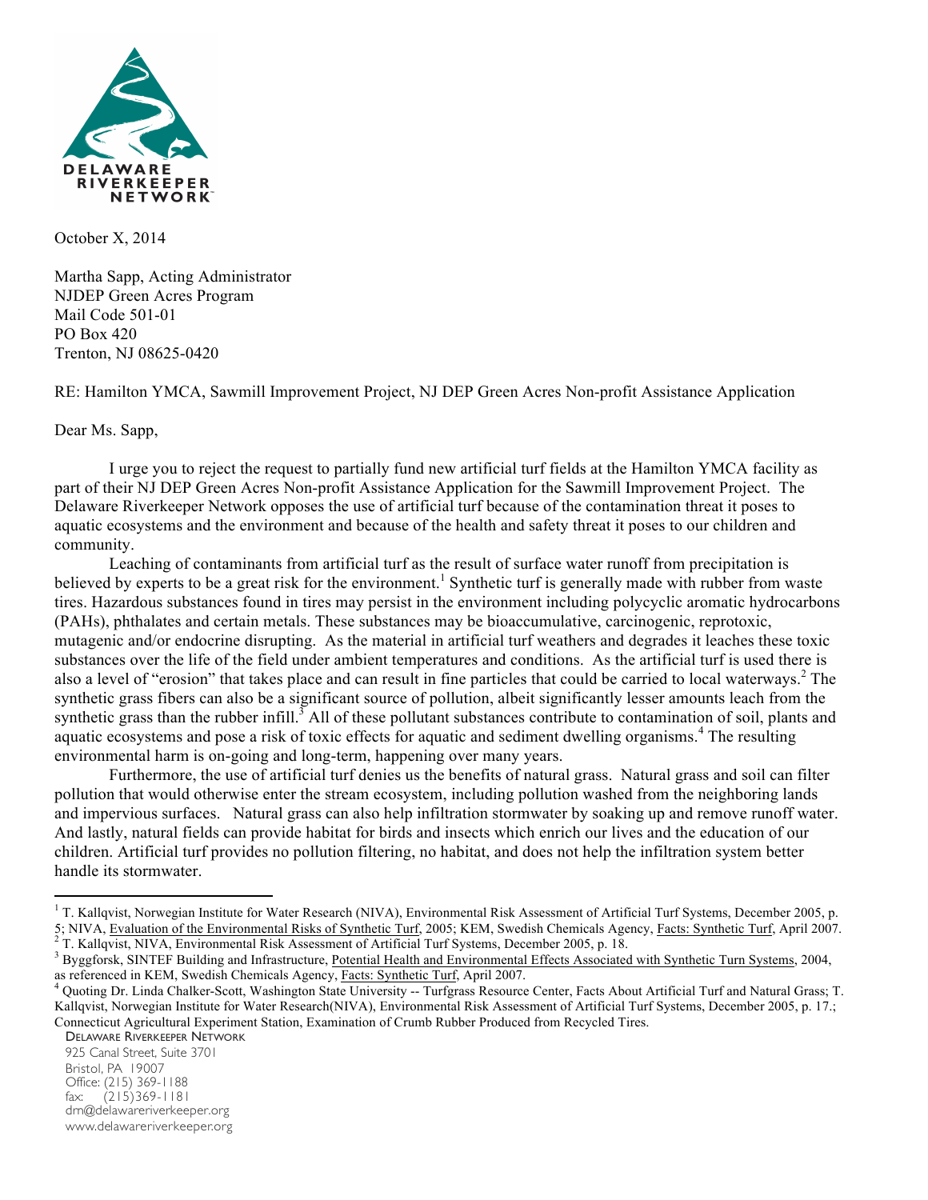DELAWARE RIVERKEEPER NETWORK

October X, 2014

Martha Sapp, Acting Administrator
NJDEP Green Acres Program
Mail Code 501-01
PO Box 420
Trenton, NJ 08625-0420

RE: Hamilton YMCA, Sawmill Improvement Project, NJ DEP Green Acres Non-profit Assistance Application

Dear Ms. Sapp,

I urge you to reject the request to partially fund new artificial turf fields at the Hamilton YMCA facility as part of their NJ DEP Green Acres Non-profit Assistance Application for the Sawmill Improvement Project. The Delaware Riverkeeper Network opposes the use of artificial turf because of the contamination threat it poses to aquatic ecosystems and the environment and because of the health and safety threat it poses to our children and community.

Leaching of contaminants from artificial turf as the result of surface water runoff from precipitation is believed by experts to be a great risk for the environment.[1] Synthetic turf is generally made with rubber from waste tires. Hazardous substances found in tires may persist in the environment including polycyclic aromatic hydrocarbons (PAHs), phthalates and certain metals. These substances may be bioaccumulative, carcinogenic, reprotoxic, mutagenic and/or endocrine disrupting. As the material in artificial turf weathers and degrades it leaches these toxic substances over the life of the field under ambient temperatures and conditions. As the artificial turf is used there is also a level of "erosion" that takes place and can result in fine particles that could be carried to local waterways.[2] The synthetic grass fibers can also be a significant source of pollution, albeit significantly lesser amounts leach from the synthetic grass than the rubber infill.[3] All of these pollutant substances contribute to contamination of soil, plants and aquatic ecosystems and pose a risk of toxic effects for aquatic and sediment dwelling organisms.[4] The resulting environmental harm is on-going and long-term, happening over many years.

Furthermore, the use of artificial turf denies us the benefits of natural grass. Natural grass and soil can filter pollution that would otherwise enter the stream ecosystem, including pollution washed from the neighboring lands and impervious surfaces. Natural grass can also help infiltration stormwater by soaking up and remove runoff water. And lastly, natural fields can provide habitat for birds and insects which enrich our lives and the education of our children. Artificial turf provides no pollution filtering, no habitat, and does not help the infiltration system better handle its stormwater.

---

[1] T. Kallqvist, Norwegian Institute for Water Research (NIVA), Environmental Risk Assessment of Artificial Turf Systems, December 2005, p. 5; NIVA, Evaluation of the Environmental Risks of Synthetic Turf, 2005; KEM, Swedish Chemicals Agency, Facts: Synthetic Turf, April 2007.

[2] T. Kallqvist, NIVA, Environmental Risk Assessment of Artificial Turf Systems, December 2005, p. 18.

[3] Byggforsk, SINTEF Building and Infrastructure, Potential Health and Environmental Effects Associated with Synthetic Turn Systems, 2004, as referenced in KEM, Swedish Chemicals Agency, Facts: Synthetic Turf, April 2007.

[4] Quoting Dr. Linda Chalker-Scott, Washington State University -- Turfgrass Resource Center, Facts About Artificial Turf and Natural Grass; T. Kallqvist, Norwegian Institute for Water Research(NIVA), Environmental Risk Assessment of Artificial Turf Systems, December 2005, p. 17.; Connecticut Agricultural Experiment Station, Examination of Crumb Rubber Produced from Recycled Tires.

Delaware Riverkeeper Network
925 Canal Street, Suite 3701
Bristol, PA 19007
Office: (215) 369-1188
fax: (215)369-1181
drn@delawareriverkeeper.org
www.delawareriverkeeper.org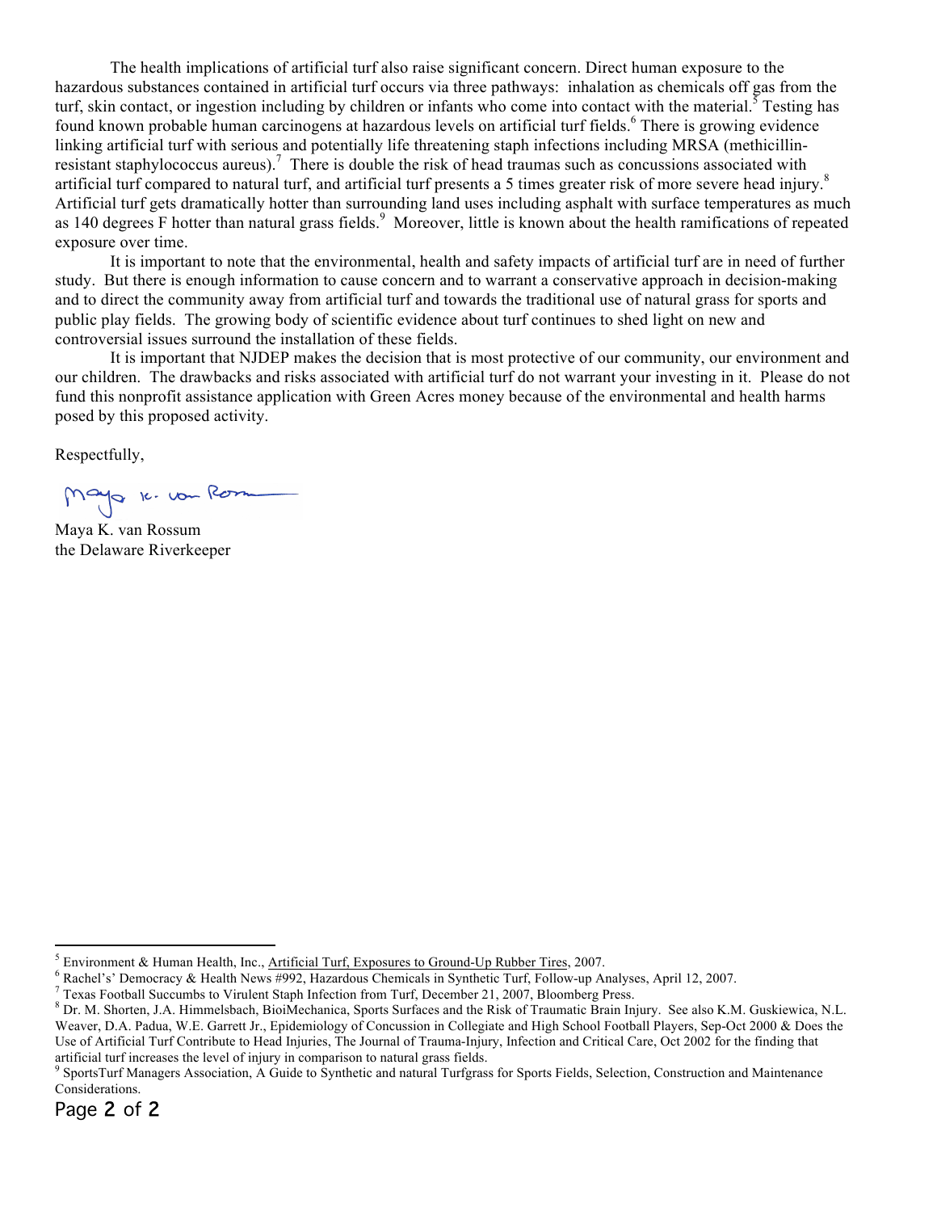The health implications of artificial turf also raise significant concern. Direct human exposure to the hazardous substances contained in artificial turf occurs via three pathways: inhalation as chemicals off gas from the turf, skin contact, or ingestion including by children or infants who come into contact with the material.[5] Testing has found known probable human carcinogens at hazardous levels on artificial turf fields.[6] There is growing evidence linking artificial turf with serious and potentially life threatening staph infections including MRSA (methicillin-resistant staphylococcus aureus).[7] There is double the risk of head traumas such as concussions associated with artificial turf compared to natural turf, and artificial turf presents a 5 times greater risk of more severe head injury.[8] Artificial turf gets dramatically hotter than surrounding land uses including asphalt with surface temperatures as much as 140 degrees F hotter than natural grass fields.[9] Moreover, little is known about the health ramifications of repeated exposure over time.

It is important to note that the environmental, health and safety impacts of artificial turf are in need of further study. But there is enough information to cause concern and to warrant a conservative approach in decision-making and to direct the community away from artificial turf and towards the traditional use of natural grass for sports and public play fields. The growing body of scientific evidence about turf continues to shed light on new and controversial issues surround the installation of these fields.

It is important that NJDEP makes the decision that is most protective of our community, our environment and our children. The drawbacks and risks associated with artificial turf do not warrant your investing in it. Please do not fund this nonprofit assistance application with Green Acres money because of the environmental and health harms posed by this proposed activity.

Respectfully,

Maya K. van Rossum
the Delaware Riverkeeper

---

[5] Environment & Human Health, Inc., Artificial Turf, Exposures to Ground-Up Rubber Tires, 2007.

[6] Rachel's' Democracy & Health News #992, Hazardous Chemicals in Synthetic Turf, Follow-up Analyses, April 12, 2007.

[7] Texas Football Succumbs to Virulent Staph Infection from Turf, December 21, 2007, Bloomberg Press.

[8] Dr. M. Shorten, J.A. Himmelsbach, BioiMechanica, Sports Surfaces and the Risk of Traumatic Brain Injury. See also K.M. Guskiewica, N.L. Weaver, D.A. Padua, W.E. Garrett Jr., Epidemiology of Concussion in Collegiate and High School Football Players, Sep-Oct 2000 & Does the Use of Artificial Turf Contribute to Head Injuries, The Journal of Trauma-Injury, Infection and Critical Care, Oct 2002 for the finding that artificial turf increases the level of injury in comparison to natural grass fields.

[9] SportsTurf Managers Association, A Guide to Synthetic and natural Turfgrass for Sports Fields, Selection, Construction and Maintenance Considerations.